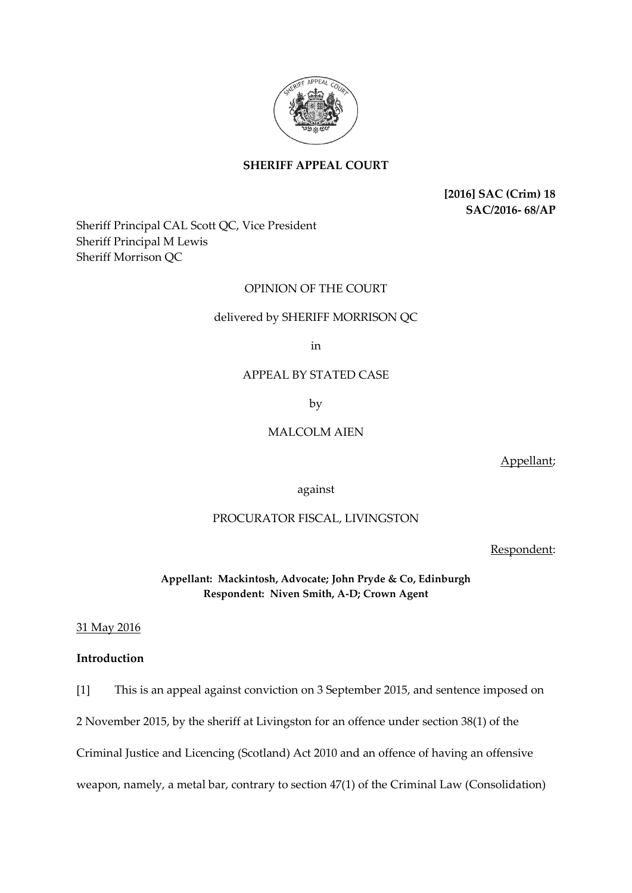**SHERIFF APPEAL COURT**

**[2016] SAC (Crim) 18**
**SAC/2016- 68/AP**

Sheriff Principal CAL Scott QC, Vice President
Sheriff Principal M Lewis
Sheriff Morrison QC

OPINION OF THE COURT

delivered by SHERIFF MORRISON QC

in

APPEAL BY STATED CASE

by

MALCOLM AIEN

Appellant;

against

PROCURATOR FISCAL, LIVINGSTON

Respondent:

**Appellant: Mackintosh, Advocate; John Pryde & Co, Edinburgh**
**Respondent: Niven Smith, A-D; Crown Agent**

31 May 2016

**Introduction**

[1] This is an appeal against conviction on 3 September 2015, and sentence imposed on 2 November 2015, by the sheriff at Livingston for an offence under section 38(1) of the Criminal Justice and Licencing (Scotland) Act 2010 and an offence of having an offensive weapon, namely, a metal bar, contrary to section 47(1) of the Criminal Law (Consolidation)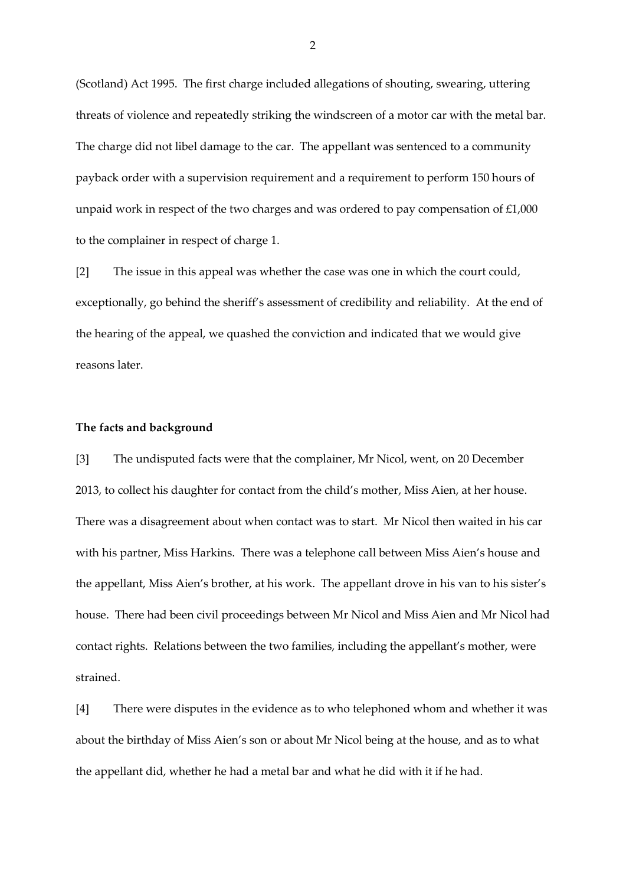(Scotland) Act 1995. The first charge included allegations of shouting, swearing, uttering threats of violence and repeatedly striking the windscreen of a motor car with the metal bar. The charge did not libel damage to the car. The appellant was sentenced to a community payback order with a supervision requirement and a requirement to perform 150 hours of unpaid work in respect of the two charges and was ordered to pay compensation of £1,000 to the complainer in respect of charge 1.

[2] The issue in this appeal was whether the case was one in which the court could, exceptionally, go behind the sheriff's assessment of credibility and reliability. At the end of the hearing of the appeal, we quashed the conviction and indicated that we would give reasons later.

**The facts and background**

[3] The undisputed facts were that the complainer, Mr Nicol, went, on 20 December 2013, to collect his daughter for contact from the child's mother, Miss Aien, at her house. There was a disagreement about when contact was to start. Mr Nicol then waited in his car with his partner, Miss Harkins. There was a telephone call between Miss Aien's house and the appellant, Miss Aien's brother, at his work. The appellant drove in his van to his sister's house. There had been civil proceedings between Mr Nicol and Miss Aien and Mr Nicol had contact rights. Relations between the two families, including the appellant's mother, were strained.

[4] There were disputes in the evidence as to who telephoned whom and whether it was about the birthday of Miss Aien's son or about Mr Nicol being at the house, and as to what the appellant did, whether he had a metal bar and what he did with it if he had.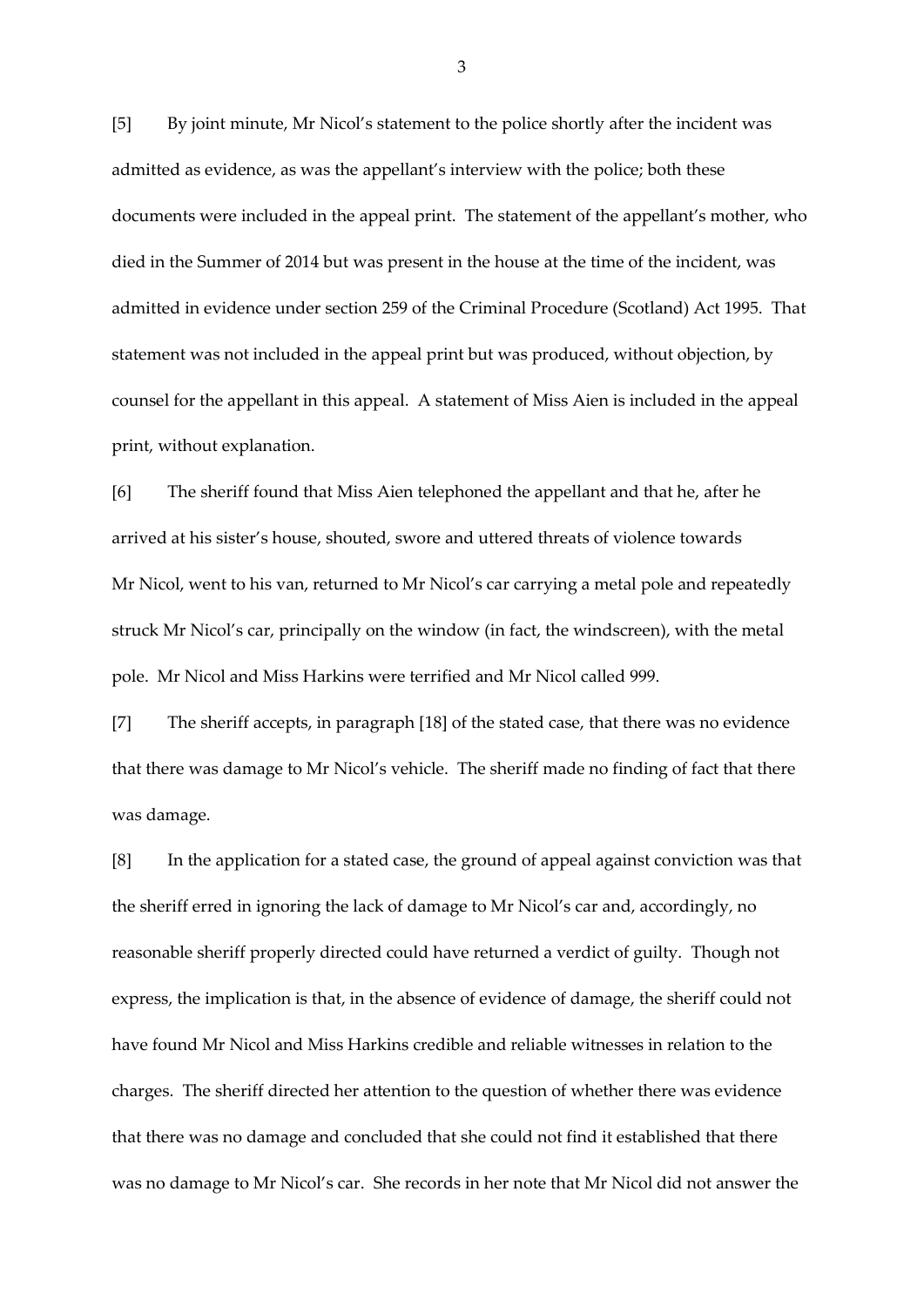[5] By joint minute, Mr Nicol's statement to the police shortly after the incident was admitted as evidence, as was the appellant's interview with the police; both these documents were included in the appeal print. The statement of the appellant's mother, who died in the Summer of 2014 but was present in the house at the time of the incident, was admitted in evidence under section 259 of the Criminal Procedure (Scotland) Act 1995. That statement was not included in the appeal print but was produced, without objection, by counsel for the appellant in this appeal. A statement of Miss Aien is included in the appeal print, without explanation.

[6] The sheriff found that Miss Aien telephoned the appellant and that he, after he arrived at his sister's house, shouted, swore and uttered threats of violence towards Mr Nicol, went to his van, returned to Mr Nicol's car carrying a metal pole and repeatedly struck Mr Nicol's car, principally on the window (in fact, the windscreen), with the metal pole. Mr Nicol and Miss Harkins were terrified and Mr Nicol called 999.

[7] The sheriff accepts, in paragraph [18] of the stated case, that there was no evidence that there was damage to Mr Nicol's vehicle. The sheriff made no finding of fact that there was damage.

[8] In the application for a stated case, the ground of appeal against conviction was that the sheriff erred in ignoring the lack of damage to Mr Nicol's car and, accordingly, no reasonable sheriff properly directed could have returned a verdict of guilty. Though not express, the implication is that, in the absence of evidence of damage, the sheriff could not have found Mr Nicol and Miss Harkins credible and reliable witnesses in relation to the charges. The sheriff directed her attention to the question of whether there was evidence that there was no damage and concluded that she could not find it established that there was no damage to Mr Nicol's car. She records in her note that Mr Nicol did not answer the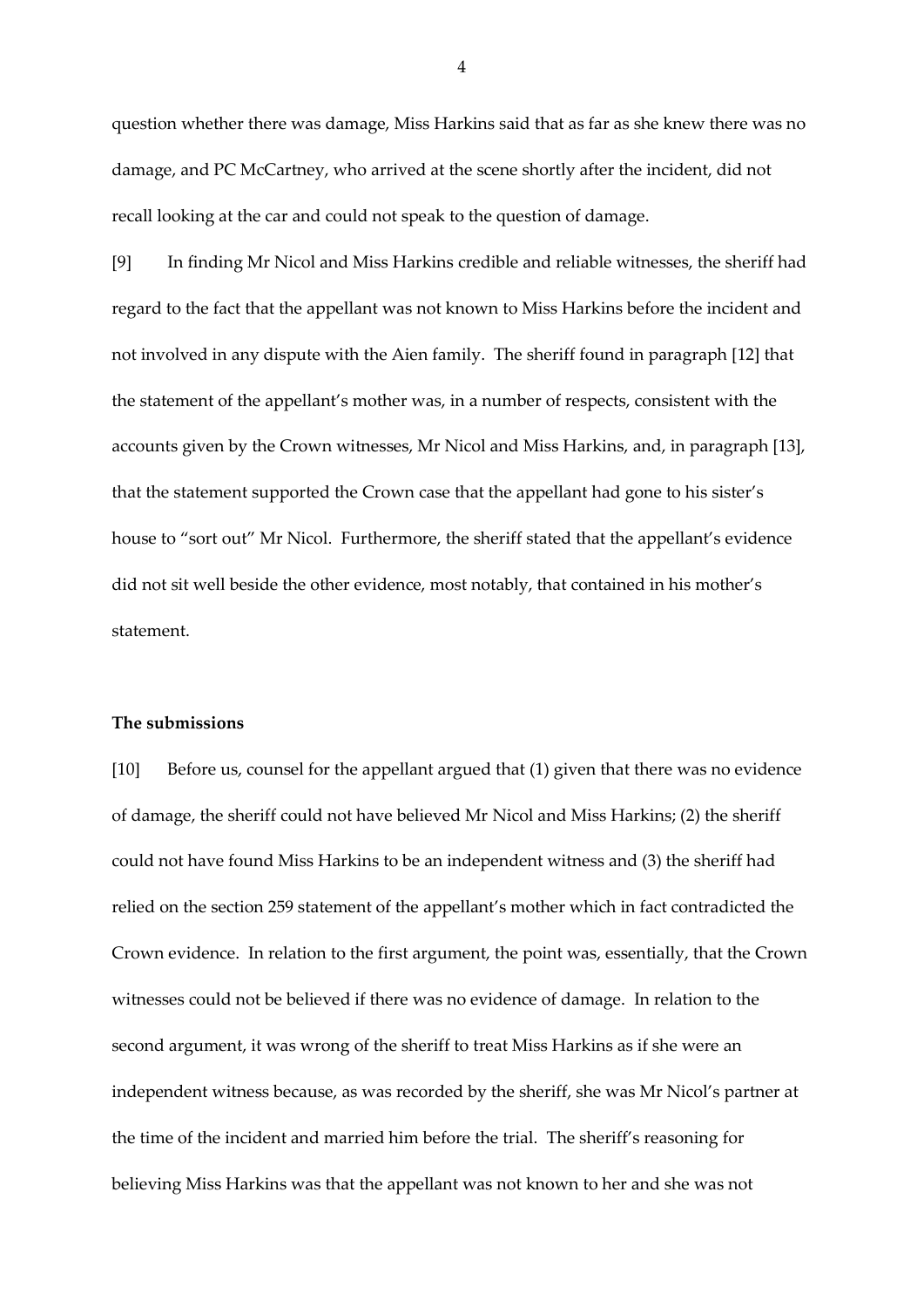question whether there was damage, Miss Harkins said that as far as she knew there was no damage, and PC McCartney, who arrived at the scene shortly after the incident, did not recall looking at the car and could not speak to the question of damage.

[9] In finding Mr Nicol and Miss Harkins credible and reliable witnesses, the sheriff had regard to the fact that the appellant was not known to Miss Harkins before the incident and not involved in any dispute with the Aien family. The sheriff found in paragraph [12] that the statement of the appellant's mother was, in a number of respects, consistent with the accounts given by the Crown witnesses, Mr Nicol and Miss Harkins, and, in paragraph [13], that the statement supported the Crown case that the appellant had gone to his sister's house to "sort out" Mr Nicol. Furthermore, the sheriff stated that the appellant's evidence did not sit well beside the other evidence, most notably, that contained in his mother's statement.

**The submissions**

[10] Before us, counsel for the appellant argued that (1) given that there was no evidence of damage, the sheriff could not have believed Mr Nicol and Miss Harkins; (2) the sheriff could not have found Miss Harkins to be an independent witness and (3) the sheriff had relied on the section 259 statement of the appellant's mother which in fact contradicted the Crown evidence. In relation to the first argument, the point was, essentially, that the Crown witnesses could not be believed if there was no evidence of damage. In relation to the second argument, it was wrong of the sheriff to treat Miss Harkins as if she were an independent witness because, as was recorded by the sheriff, she was Mr Nicol's partner at the time of the incident and married him before the trial. The sheriff's reasoning for believing Miss Harkins was that the appellant was not known to her and she was not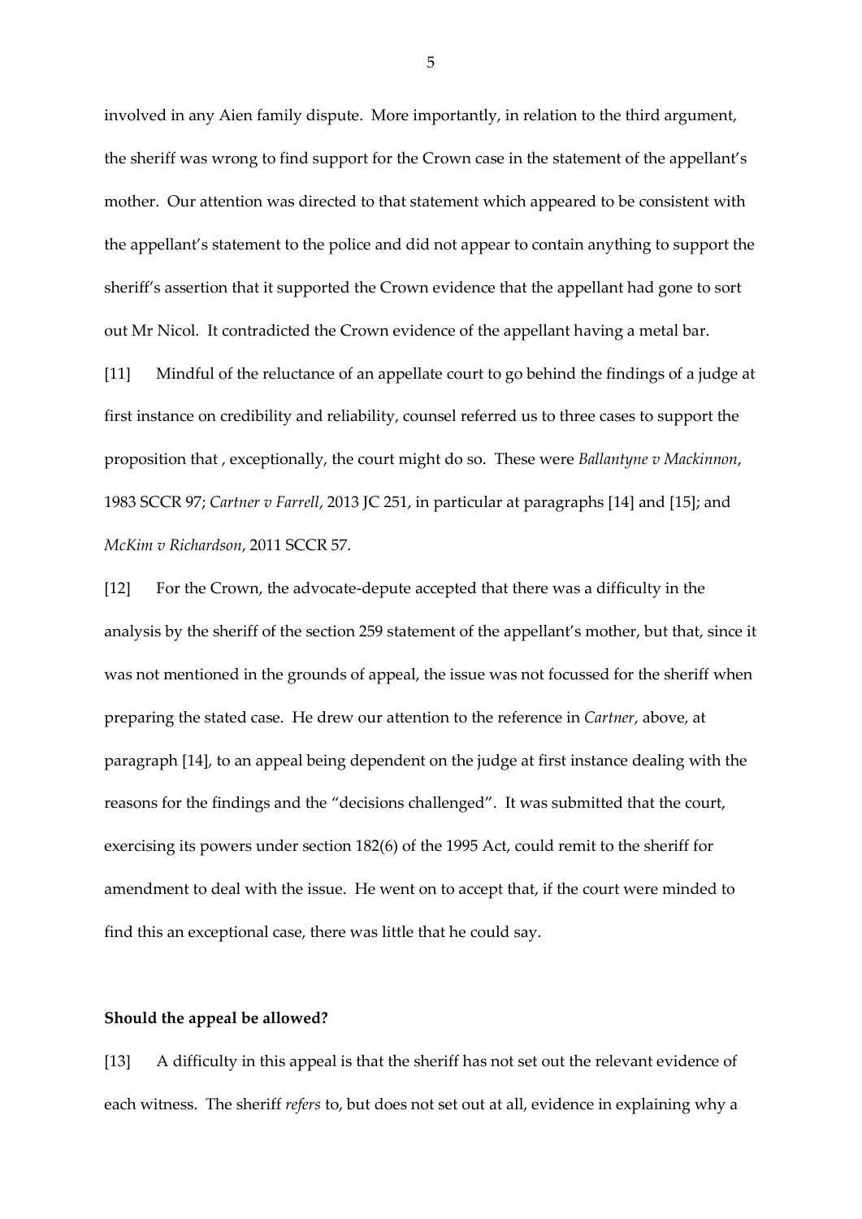involved in any Aien family dispute. More importantly, in relation to the third argument, the sheriff was wrong to find support for the Crown case in the statement of the appellant's mother. Our attention was directed to that statement which appeared to be consistent with the appellant's statement to the police and did not appear to contain anything to support the sheriff's assertion that it supported the Crown evidence that the appellant had gone to sort out Mr Nicol. It contradicted the Crown evidence of the appellant having a metal bar.

[11] Mindful of the reluctance of an appellate court to go behind the findings of a judge at first instance on credibility and reliability, counsel referred us to three cases to support the proposition that , exceptionally, the court might do so. These were *Ballantyne v Mackinnon*, 1983 SCCR 97; *Cartner v Farrell*, 2013 JC 251, in particular at paragraphs [14] and [15]; and *McKim v Richardson*, 2011 SCCR 57.

[12] For the Crown, the advocate-depute accepted that there was a difficulty in the analysis by the sheriff of the section 259 statement of the appellant's mother, but that, since it was not mentioned in the grounds of appeal, the issue was not focussed for the sheriff when preparing the stated case. He drew our attention to the reference in *Cartner*, above, at paragraph [14], to an appeal being dependent on the judge at first instance dealing with the reasons for the findings and the "decisions challenged". It was submitted that the court, exercising its powers under section 182(6) of the 1995 Act, could remit to the sheriff for amendment to deal with the issue. He went on to accept that, if the court were minded to find this an exceptional case, there was little that he could say.

**Should the appeal be allowed?**

[13] A difficulty in this appeal is that the sheriff has not set out the relevant evidence of each witness. The sheriff *refers* to, but does not set out at all, evidence in explaining why a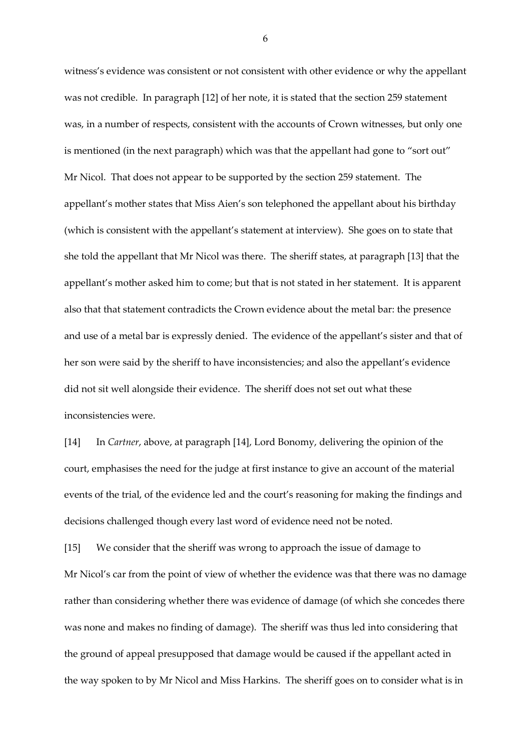witness's evidence was consistent or not consistent with other evidence or why the appellant was not credible. In paragraph [12] of her note, it is stated that the section 259 statement was, in a number of respects, consistent with the accounts of Crown witnesses, but only one is mentioned (in the next paragraph) which was that the appellant had gone to "sort out" Mr Nicol. That does not appear to be supported by the section 259 statement. The appellant's mother states that Miss Aien's son telephoned the appellant about his birthday (which is consistent with the appellant's statement at interview). She goes on to state that she told the appellant that Mr Nicol was there. The sheriff states, at paragraph [13] that the appellant's mother asked him to come; but that is not stated in her statement. It is apparent also that that statement contradicts the Crown evidence about the metal bar: the presence and use of a metal bar is expressly denied. The evidence of the appellant's sister and that of her son were said by the sheriff to have inconsistencies; and also the appellant's evidence did not sit well alongside their evidence. The sheriff does not set out what these inconsistencies were.

[14] In *Cartner*, above, at paragraph [14], Lord Bonomy, delivering the opinion of the court, emphasises the need for the judge at first instance to give an account of the material events of the trial, of the evidence led and the court's reasoning for making the findings and decisions challenged though every last word of evidence need not be noted.

[15] We consider that the sheriff was wrong to approach the issue of damage to Mr Nicol's car from the point of view of whether the evidence was that there was no damage rather than considering whether there was evidence of damage (of which she concedes there was none and makes no finding of damage). The sheriff was thus led into considering that the ground of appeal presupposed that damage would be caused if the appellant acted in the way spoken to by Mr Nicol and Miss Harkins. The sheriff goes on to consider what is in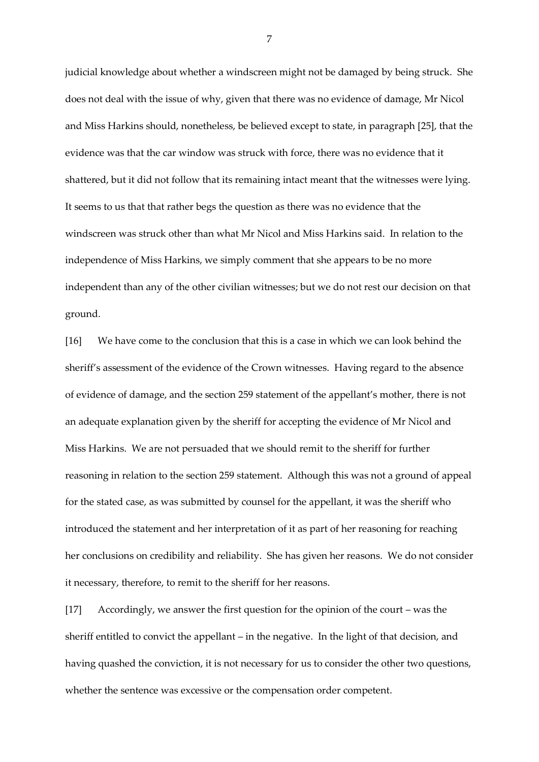judicial knowledge about whether a windscreen might not be damaged by being struck. She does not deal with the issue of why, given that there was no evidence of damage, Mr Nicol and Miss Harkins should, nonetheless, be believed except to state, in paragraph [25], that the evidence was that the car window was struck with force, there was no evidence that it shattered, but it did not follow that its remaining intact meant that the witnesses were lying. It seems to us that that rather begs the question as there was no evidence that the windscreen was struck other than what Mr Nicol and Miss Harkins said. In relation to the independence of Miss Harkins, we simply comment that she appears to be no more independent than any of the other civilian witnesses; but we do not rest our decision on that ground.

[16] We have come to the conclusion that this is a case in which we can look behind the sheriff's assessment of the evidence of the Crown witnesses. Having regard to the absence of evidence of damage, and the section 259 statement of the appellant's mother, there is not an adequate explanation given by the sheriff for accepting the evidence of Mr Nicol and Miss Harkins. We are not persuaded that we should remit to the sheriff for further reasoning in relation to the section 259 statement. Although this was not a ground of appeal for the stated case, as was submitted by counsel for the appellant, it was the sheriff who introduced the statement and her interpretation of it as part of her reasoning for reaching her conclusions on credibility and reliability. She has given her reasons. We do not consider it necessary, therefore, to remit to the sheriff for her reasons.

[17] Accordingly, we answer the first question for the opinion of the court – was the sheriff entitled to convict the appellant – in the negative. In the light of that decision, and having quashed the conviction, it is not necessary for us to consider the other two questions, whether the sentence was excessive or the compensation order competent.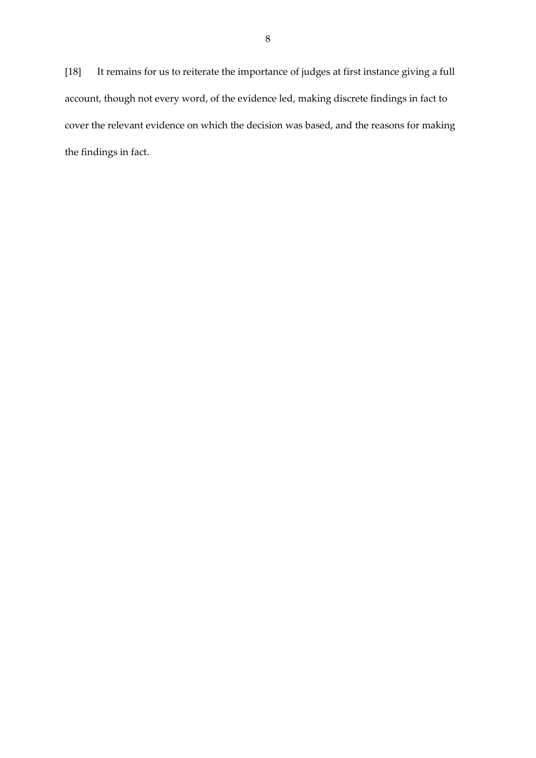[18] It remains for us to reiterate the importance of judges at first instance giving a full account, though not every word, of the evidence led, making discrete findings in fact to cover the relevant evidence on which the decision was based, and the reasons for making the findings in fact.